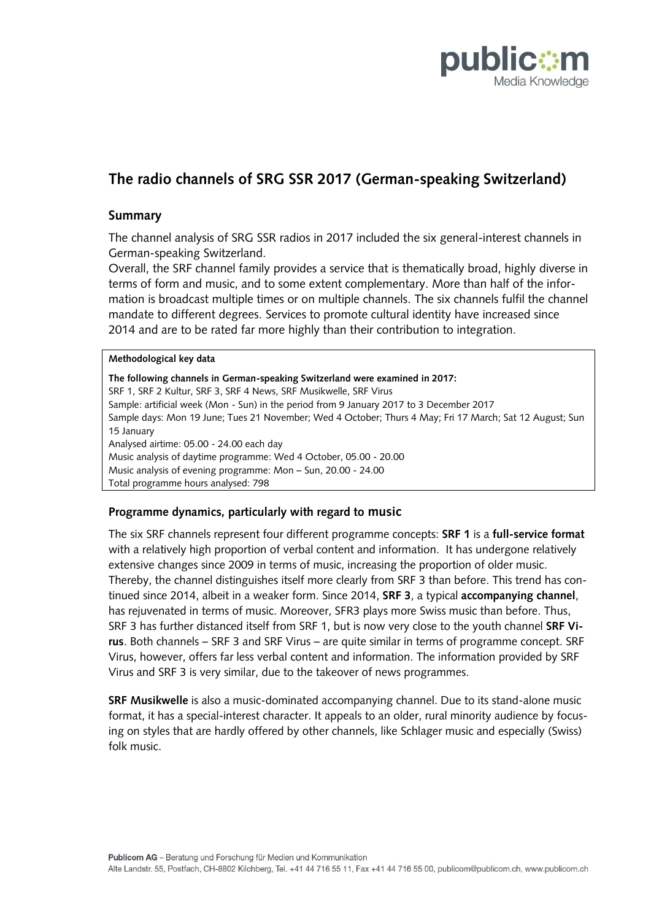# The radio channels of SRG SSR 2017 (German-speaking Switzerland)

## Summary

The channel analysis of SRG SSR radios in 2017 included the six general-interest channels in German-speaking Switzerland.

Overall, the SRF channel family provides a service that is thematically broad, highly diverse in terms of form and music, and to some extent complementary. More than half of the information is broadcast multiple times or on multiple channels. The six channels fulfil the channel mandate to different degrees. Services to promote cultural identity have increased since 2014 and are to be rated far more highly than their contribution to integration.

| **Methodological key data** |
| --- |
| **The following channels in German-speaking Switzerland were examined in 2017:**<br>SRF 1, SRF 2 Kultur, SRF 3, SRF 4 News, SRF Musikwelle, SRF Virus<br>Sample: artificial week (Mon - Sun) in the period from 9 January 2017 to 3 December 2017<br>Sample days: Mon 19 June; Tues 21 November; Wed 4 October; Thurs 4 May; Fri 17 March; Sat 12 August; Sun 15 January<br>Analysed airtime: 05.00 - 24.00 each day<br>Music analysis of daytime programme: Wed 4 October, 05.00 - 20.00<br>Music analysis of evening programme: Mon – Sun, 20.00 - 24.00<br>Total programme hours analysed: 798 |

### Programme dynamics, particularly with regard to music

The six SRF channels represent four different programme concepts: **SRF 1** is a **full-service format** with a relatively high proportion of verbal content and information. It has undergone relatively extensive changes since 2009 in terms of music, increasing the proportion of older music. Thereby, the channel distinguishes itself more clearly from SRF 3 than before. This trend has continued since 2014, albeit in a weaker form. Since 2014, **SRF 3**, a typical **accompanying channel**, has rejuvenated in terms of music. Moreover, SFR3 plays more Swiss music than before. Thus, SRF 3 has further distanced itself from SRF 1, but is now very close to the youth channel **SRF Virus**. Both channels – SRF 3 and SRF Virus – are quite similar in terms of programme concept. SRF Virus, however, offers far less verbal content and information. The information provided by SRF Virus and SRF 3 is very similar, due to the takeover of news programmes.

**SRF Musikwelle** is also a music-dominated accompanying channel. Due to its stand-alone music format, it has a special-interest character. It appeals to an older, rural minority audience by focusing on styles that are hardly offered by other channels, like Schlager music and especially (Swiss) folk music.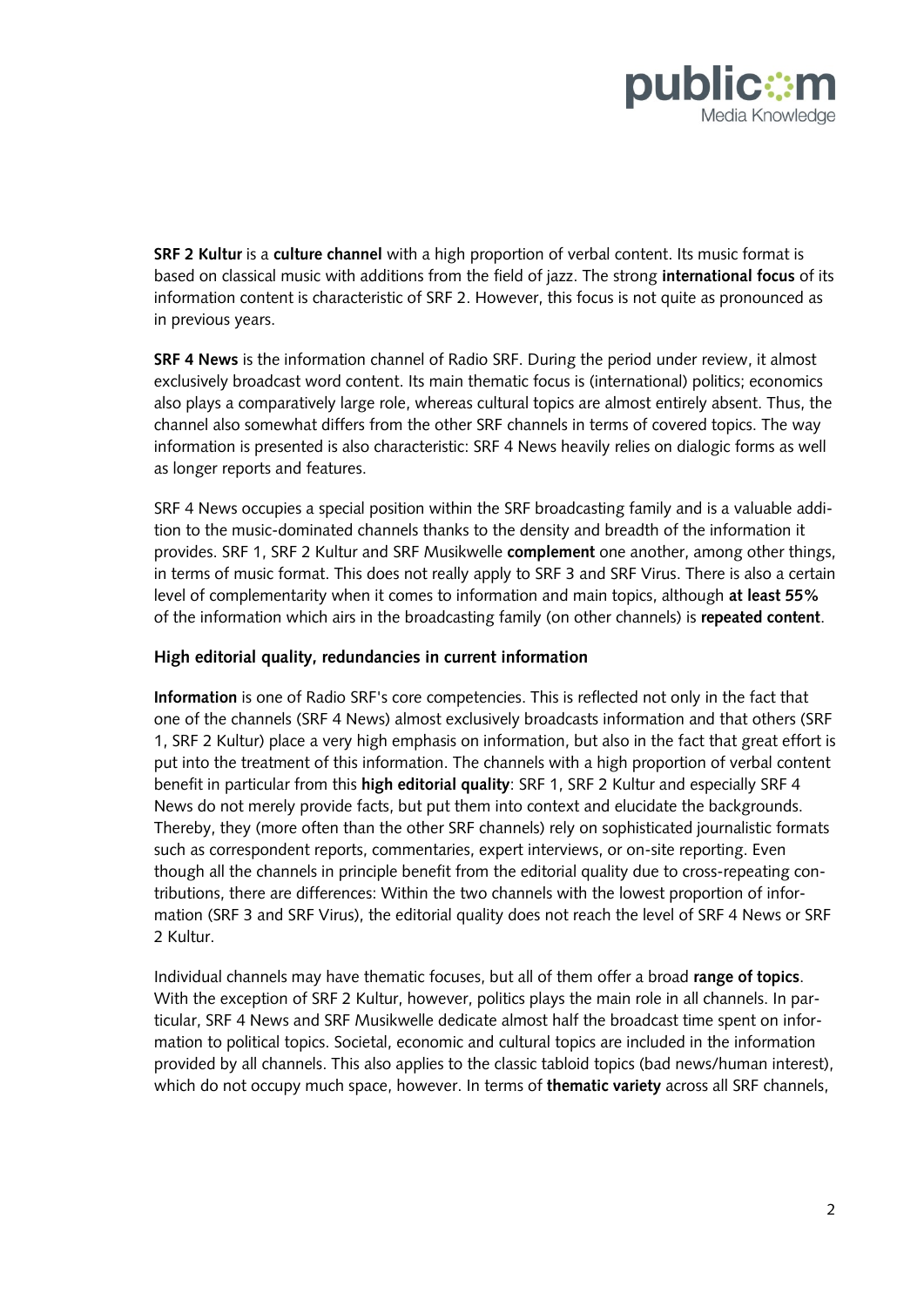**SRF 2 Kultur** is a **culture channel** with a high proportion of verbal content. Its music format is based on classical music with additions from the field of jazz. The strong **international focus** of its information content is characteristic of SRF 2. However, this focus is not quite as pronounced as in previous years.

**SRF 4 News** is the information channel of Radio SRF. During the period under review, it almost exclusively broadcast word content. Its main thematic focus is (international) politics; economics also plays a comparatively large role, whereas cultural topics are almost entirely absent. Thus, the channel also somewhat differs from the other SRF channels in terms of covered topics. The way information is presented is also characteristic: SRF 4 News heavily relies on dialogic forms as well as longer reports and features.

SRF 4 News occupies a special position within the SRF broadcasting family and is a valuable addition to the music-dominated channels thanks to the density and breadth of the information it provides. SRF 1, SRF 2 Kultur and SRF Musikwelle **complement** one another, among other things, in terms of music format. This does not really apply to SRF 3 and SRF Virus. There is also a certain level of complementarity when it comes to information and main topics, although **at least 55%** of the information which airs in the broadcasting family (on other channels) is **repeated content**.

### High editorial quality, redundancies in current information

**Information** is one of Radio SRF's core competencies. This is reflected not only in the fact that one of the channels (SRF 4 News) almost exclusively broadcasts information and that others (SRF 1, SRF 2 Kultur) place a very high emphasis on information, but also in the fact that great effort is put into the treatment of this information. The channels with a high proportion of verbal content benefit in particular from this **high editorial quality**: SRF 1, SRF 2 Kultur and especially SRF 4 News do not merely provide facts, but put them into context and elucidate the backgrounds. Thereby, they (more often than the other SRF channels) rely on sophisticated journalistic formats such as correspondent reports, commentaries, expert interviews, or on-site reporting. Even though all the channels in principle benefit from the editorial quality due to cross-repeating contributions, there are differences: Within the two channels with the lowest proportion of information (SRF 3 and SRF Virus), the editorial quality does not reach the level of SRF 4 News or SRF 2 Kultur.

Individual channels may have thematic focuses, but all of them offer a broad **range of topics**. With the exception of SRF 2 Kultur, however, politics plays the main role in all channels. In particular, SRF 4 News and SRF Musikwelle dedicate almost half the broadcast time spent on information to political topics. Societal, economic and cultural topics are included in the information provided by all channels. This also applies to the classic tabloid topics (bad news/human interest), which do not occupy much space, however. In terms of **thematic variety** across all SRF channels,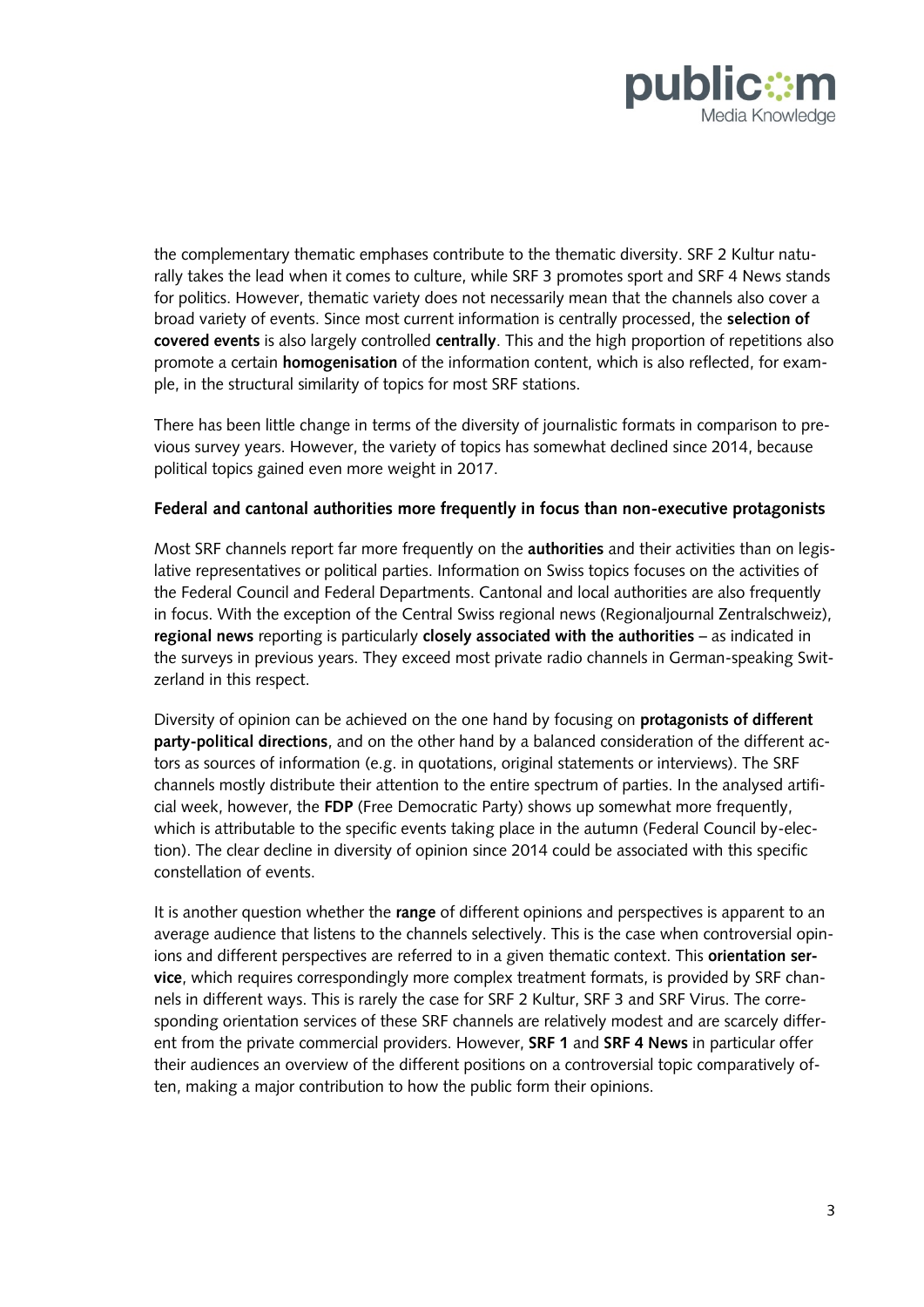the complementary thematic emphases contribute to the thematic diversity. SRF 2 Kultur naturally takes the lead when it comes to culture, while SRF 3 promotes sport and SRF 4 News stands for politics. However, thematic variety does not necessarily mean that the channels also cover a broad variety of events. Since most current information is centrally processed, the **selection of covered events** is also largely controlled **centrally**. This and the high proportion of repetitions also promote a certain **homogenisation** of the information content, which is also reflected, for example, in the structural similarity of topics for most SRF stations.

There has been little change in terms of the diversity of journalistic formats in comparison to previous survey years. However, the variety of topics has somewhat declined since 2014, because political topics gained even more weight in 2017.

**Federal and cantonal authorities more frequently in focus than non-executive protagonists**

Most SRF channels report far more frequently on the **authorities** and their activities than on legislative representatives or political parties. Information on Swiss topics focuses on the activities of the Federal Council and Federal Departments. Cantonal and local authorities are also frequently in focus. With the exception of the Central Swiss regional news (Regionaljournal Zentralschweiz), **regional news** reporting is particularly **closely associated with the authorities** – as indicated in the surveys in previous years. They exceed most private radio channels in German-speaking Switzerland in this respect.

Diversity of opinion can be achieved on the one hand by focusing on **protagonists of different party-political directions**, and on the other hand by a balanced consideration of the different actors as sources of information (e.g. in quotations, original statements or interviews). The SRF channels mostly distribute their attention to the entire spectrum of parties. In the analysed artificial week, however, the **FDP** (Free Democratic Party) shows up somewhat more frequently, which is attributable to the specific events taking place in the autumn (Federal Council by-election). The clear decline in diversity of opinion since 2014 could be associated with this specific constellation of events.

It is another question whether the **range** of different opinions and perspectives is apparent to an average audience that listens to the channels selectively. This is the case when controversial opinions and different perspectives are referred to in a given thematic context. This **orientation service**, which requires correspondingly more complex treatment formats, is provided by SRF channels in different ways. This is rarely the case for SRF 2 Kultur, SRF 3 and SRF Virus. The corresponding orientation services of these SRF channels are relatively modest and are scarcely different from the private commercial providers. However, **SRF 1** and **SRF 4 News** in particular offer their audiences an overview of the different positions on a controversial topic comparatively often, making a major contribution to how the public form their opinions.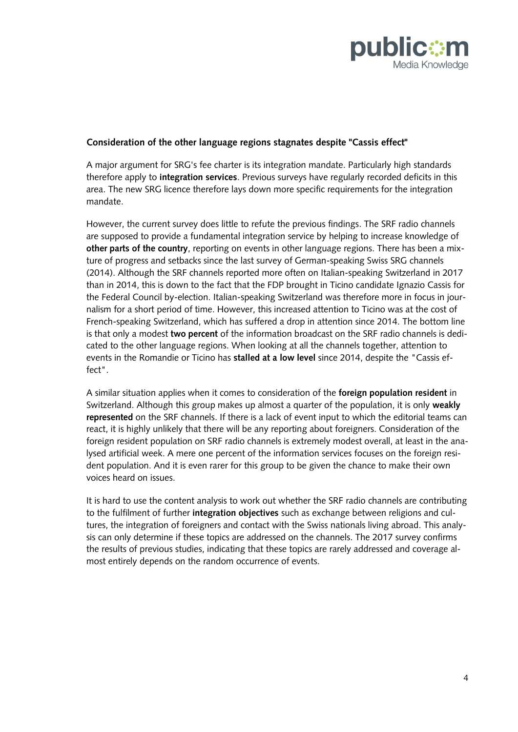### Consideration of the other language regions stagnates despite "Cassis effect"

A major argument for SRG's fee charter is its integration mandate. Particularly high standards therefore apply to **integration services**. Previous surveys have regularly recorded deficits in this area. The new SRG licence therefore lays down more specific requirements for the integration mandate.

However, the current survey does little to refute the previous findings. The SRF radio channels are supposed to provide a fundamental integration service by helping to increase knowledge of **other parts of the country**, reporting on events in other language regions. There has been a mixture of progress and setbacks since the last survey of German-speaking Swiss SRG channels (2014). Although the SRF channels reported more often on Italian-speaking Switzerland in 2017 than in 2014, this is down to the fact that the FDP brought in Ticino candidate Ignazio Cassis for the Federal Council by-election. Italian-speaking Switzerland was therefore more in focus in journalism for a short period of time. However, this increased attention to Ticino was at the cost of French-speaking Switzerland, which has suffered a drop in attention since 2014. The bottom line is that only a modest **two percent** of the information broadcast on the SRF radio channels is dedicated to the other language regions. When looking at all the channels together, attention to events in the Romandie or Ticino has **stalled at a low level** since 2014, despite the "Cassis effect".

A similar situation applies when it comes to consideration of the **foreign population resident** in Switzerland. Although this group makes up almost a quarter of the population, it is only **weakly represented** on the SRF channels. If there is a lack of event input to which the editorial teams can react, it is highly unlikely that there will be any reporting about foreigners. Consideration of the foreign resident population on SRF radio channels is extremely modest overall, at least in the analysed artificial week. A mere one percent of the information services focuses on the foreign resident population. And it is even rarer for this group to be given the chance to make their own voices heard on issues.

It is hard to use the content analysis to work out whether the SRF radio channels are contributing to the fulfilment of further **integration objectives** such as exchange between religions and cultures, the integration of foreigners and contact with the Swiss nationals living abroad. This analysis can only determine if these topics are addressed on the channels. The 2017 survey confirms the results of previous studies, indicating that these topics are rarely addressed and coverage almost entirely depends on the random occurrence of events.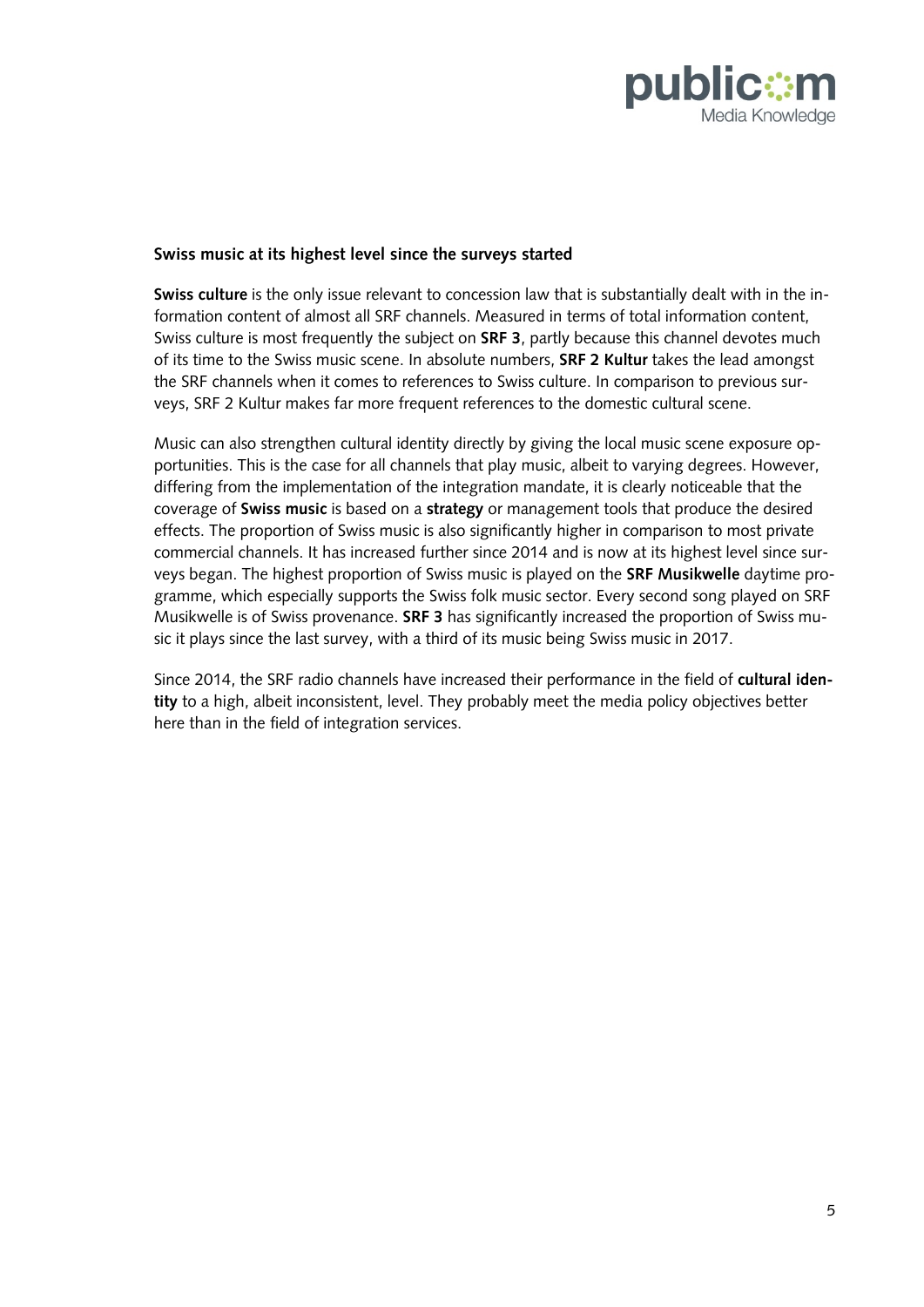**Swiss music at its highest level since the surveys started**

**Swiss culture** is the only issue relevant to concession law that is substantially dealt with in the information content of almost all SRF channels. Measured in terms of total information content, Swiss culture is most frequently the subject on **SRF 3**, partly because this channel devotes much of its time to the Swiss music scene. In absolute numbers, **SRF 2 Kultur** takes the lead amongst the SRF channels when it comes to references to Swiss culture. In comparison to previous surveys, SRF 2 Kultur makes far more frequent references to the domestic cultural scene.

Music can also strengthen cultural identity directly by giving the local music scene exposure opportunities. This is the case for all channels that play music, albeit to varying degrees. However, differing from the implementation of the integration mandate, it is clearly noticeable that the coverage of **Swiss music** is based on a **strategy** or management tools that produce the desired effects. The proportion of Swiss music is also significantly higher in comparison to most private commercial channels. It has increased further since 2014 and is now at its highest level since surveys began. The highest proportion of Swiss music is played on the **SRF Musikwelle** daytime programme, which especially supports the Swiss folk music sector. Every second song played on SRF Musikwelle is of Swiss provenance. **SRF 3** has significantly increased the proportion of Swiss music it plays since the last survey, with a third of its music being Swiss music in 2017.

Since 2014, the SRF radio channels have increased their performance in the field of **cultural identity** to a high, albeit inconsistent, level. They probably meet the media policy objectives better here than in the field of integration services.